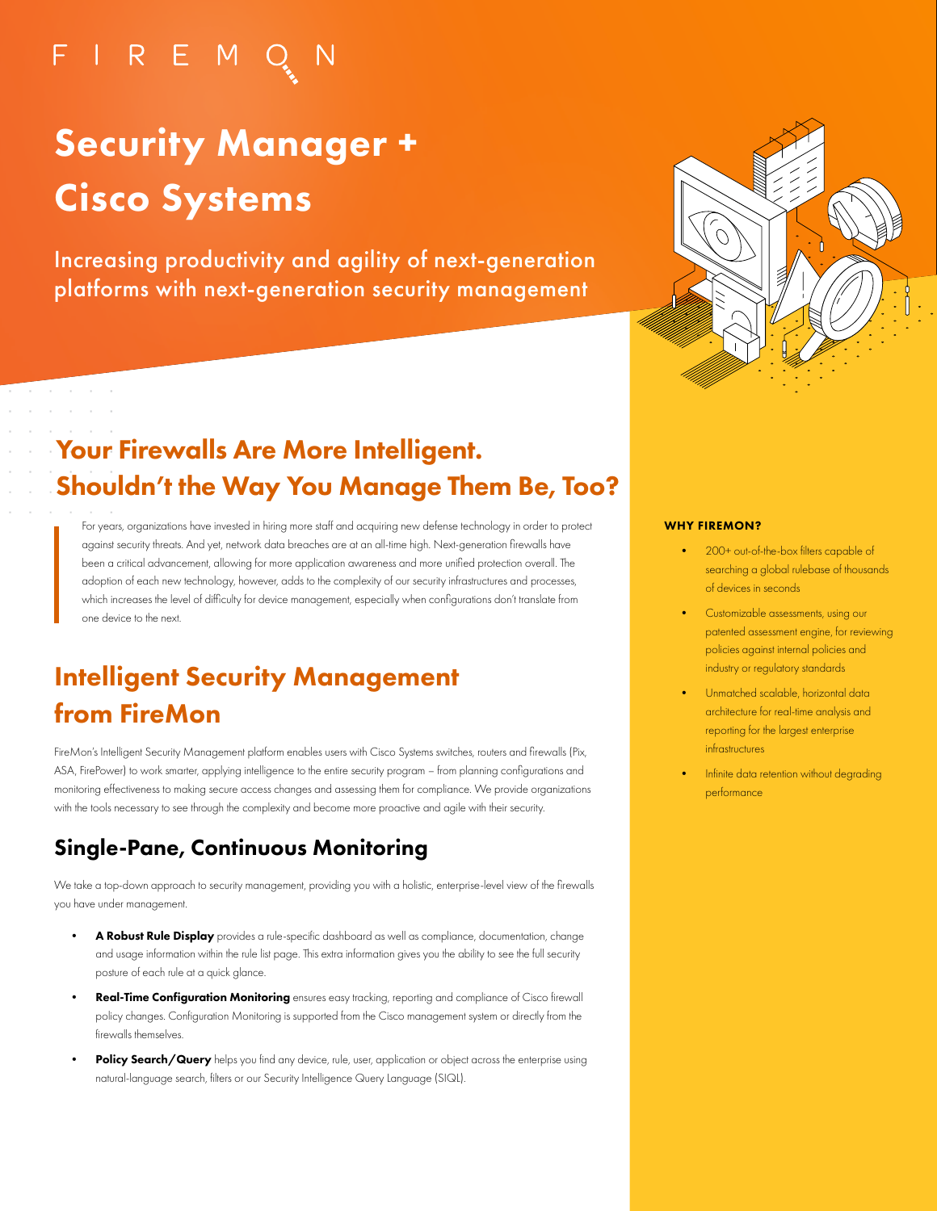FIREMON

# Security Manager + Cisco Systems

Increasing productivity and agility of next-generation platforms with next-generation security management

## Your Firewalls Are More Intelligent. Shouldn't the Way You Manage Them Be, Too?

For years, organizations have invested in hiring more staff and acquiring new defense technology in order to protect against security threats. And yet, network data breaches are at an all-time high. Next-generation firewalls have been a critical advancement, allowing for more application awareness and more unified protection overall. The adoption of each new technology, however, adds to the complexity of our security infrastructures and processes, which increases the level of difficulty for device management, especially when configurations don't translate from one device to the next.

## Intelligent Security Management from FireMon

FireMon's Intelligent Security Management platform enables users with Cisco Systems switches, routers and firewalls (Pix, ASA, FirePower) to work smarter, applying intelligence to the entire security program – from planning configurations and monitoring effectiveness to making secure access changes and assessing them for compliance. We provide organizations with the tools necessary to see through the complexity and become more proactive and agile with their security.

### Single-Pane, Continuous Monitoring

We take a top-down approach to security management, providing you with a holistic, enterprise-level view of the firewalls you have under management.

- **A Robust Rule Display** provides a rule-specific dashboard as well as compliance, documentation, change and usage information within the rule list page. This extra information gives you the ability to see the full security posture of each rule at a quick glance.
- **Real-Time Configuration Monitoring** ensures easy tracking, reporting and compliance of Cisco firewall policy changes. Configuration Monitoring is supported from the Cisco management system or directly from the firewalls themselves.
- **Policy Search/Query** helps you find any device, rule, user, application or object across the enterprise using natural-language search, filters or our Security Intelligence Query Language (SIQL).

**WHY FIREMON?**

- 200+ out-of-the-box filters capable of searching a global rulebase of thousands of devices in seconds
- Customizable assessments, using our patented assessment engine, for reviewing policies against internal policies and industry or regulatory standards
- Unmatched scalable, horizontal data architecture for real-time analysis and reporting for the largest enterprise infrastructures
- Infinite data retention without degrading performance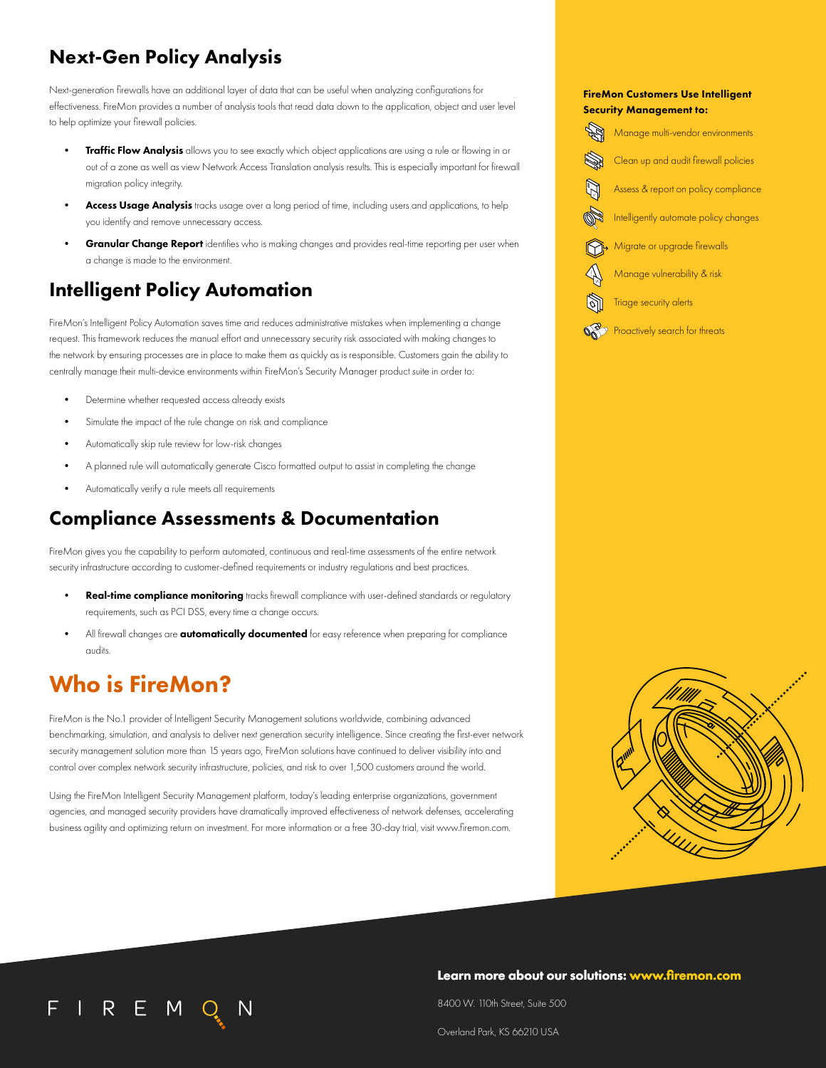## Next-Gen Policy Analysis

Next-generation firewalls have an additional layer of data that can be useful when analyzing configurations for effectiveness. FireMon provides a number of analysis tools that read data down to the application, object and user level to help optimize your firewall policies.

- **Traffic Flow Analysis** allows you to see exactly which object applications are using a rule or flowing in or out of a zone as well as view Network Access Translation analysis results. This is especially important for firewall migration policy integrity.
- **Access Usage Analysis** tracks usage over a long period of time, including users and applications, to help you identify and remove unnecessary access.
- **Granular Change Report** identifies who is making changes and provides real-time reporting per user when a change is made to the environment.

## Intelligent Policy Automation

FireMon's Intelligent Policy Automation saves time and reduces administrative mistakes when implementing a change request. This framework reduces the manual effort and unnecessary security risk associated with making changes to the network by ensuring processes are in place to make them as quickly as is responsible. Customers gain the ability to centrally manage their multi-device environments within FireMon's Security Manager product suite in order to:

- Determine whether requested access already exists
- Simulate the impact of the rule change on risk and compliance
- Automatically skip rule review for low-risk changes
- A planned rule will automatically generate Cisco formatted output to assist in completing the change
- Automatically verify a rule meets all requirements

## Compliance Assessments & Documentation

FireMon gives you the capability to perform automated, continuous and real-time assessments of the entire network security infrastructure according to customer-defined requirements or industry regulations and best practices.

- **Real-time compliance monitoring** tracks firewall compliance with user-defined standards or regulatory requirements, such as PCI DSS, every time a change occurs.
- All firewall changes are **automatically documented** for easy reference when preparing for compliance audits.

## Who is FireMon?

FireMon is the No.1 provider of Intelligent Security Management solutions worldwide, combining advanced benchmarking, simulation, and analysis to deliver next generation security intelligence. Since creating the first-ever network security management solution more than 15 years ago, FireMon solutions have continued to deliver visibility into and control over complex network security infrastructure, policies, and risk to over 1,500 customers around the world.

Using the FireMon Intelligent Security Management platform, today's leading enterprise organizations, government agencies, and managed security providers have dramatically improved effectiveness of network defenses, accelerating business agility and optimizing return on investment. For more information or a free 30-day trial, visit www.firemon.com.

**FireMon Customers Use Intelligent Security Management to:**

- Manage multi-vendor environments
- Clean up and audit firewall policies
- Assess & report on policy compliance
- Intelligently automate policy changes
- Migrate or upgrade firewalls
- Manage vulnerability & risk
- Triage security alerts
- Proactively search for threats

FIREMON

**Learn more about our solutions: www.firemon.com**

8400 W. 110th Street, Suite 500

Overland Park, KS 66210 USA